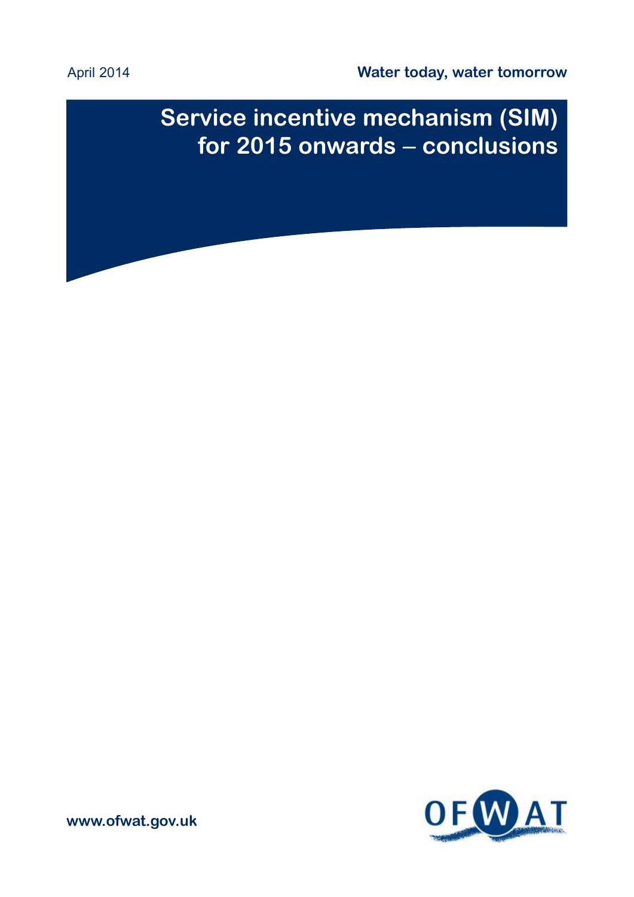April 2014

**Water today, water tomorrow**

# Service incentive mechanism (SIM) for 2015 onwards – conclusions

www.ofwat.gov.uk

OFWAT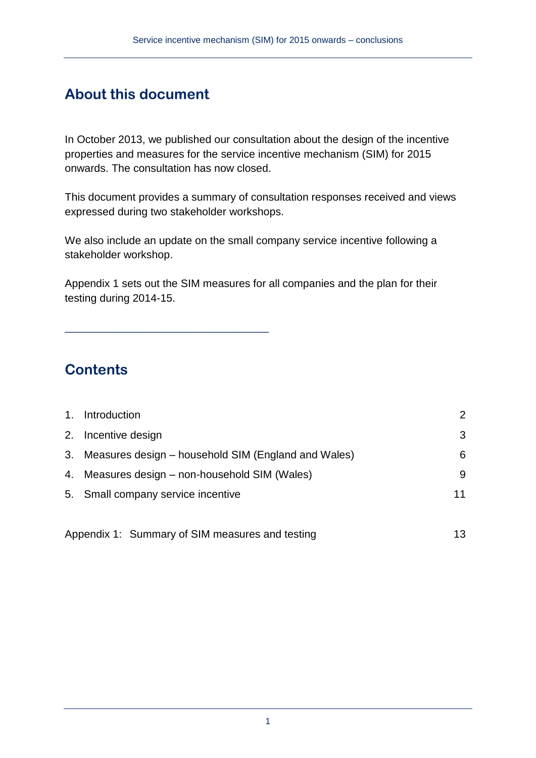## About this document

In October 2013, we published our consultation about the design of the incentive properties and measures for the service incentive mechanism (SIM) for 2015 onwards. The consultation has now closed.

This document provides a summary of consultation responses received and views expressed during two stakeholder workshops.

We also include an update on the small company service incentive following a stakeholder workshop.

Appendix 1 sets out the SIM measures for all companies and the plan for their testing during 2014-15.

---

## Contents

| | |
|---|---|
| 1. Introduction | 2 |
| 2. Incentive design | 3 |
| 3. Measures design – household SIM (England and Wales) | 6 |
| 4. Measures design – non-household SIM (Wales) | 9 |
| 5. Small company service incentive | 11 |
| Appendix 1: Summary of SIM measures and testing | 13 |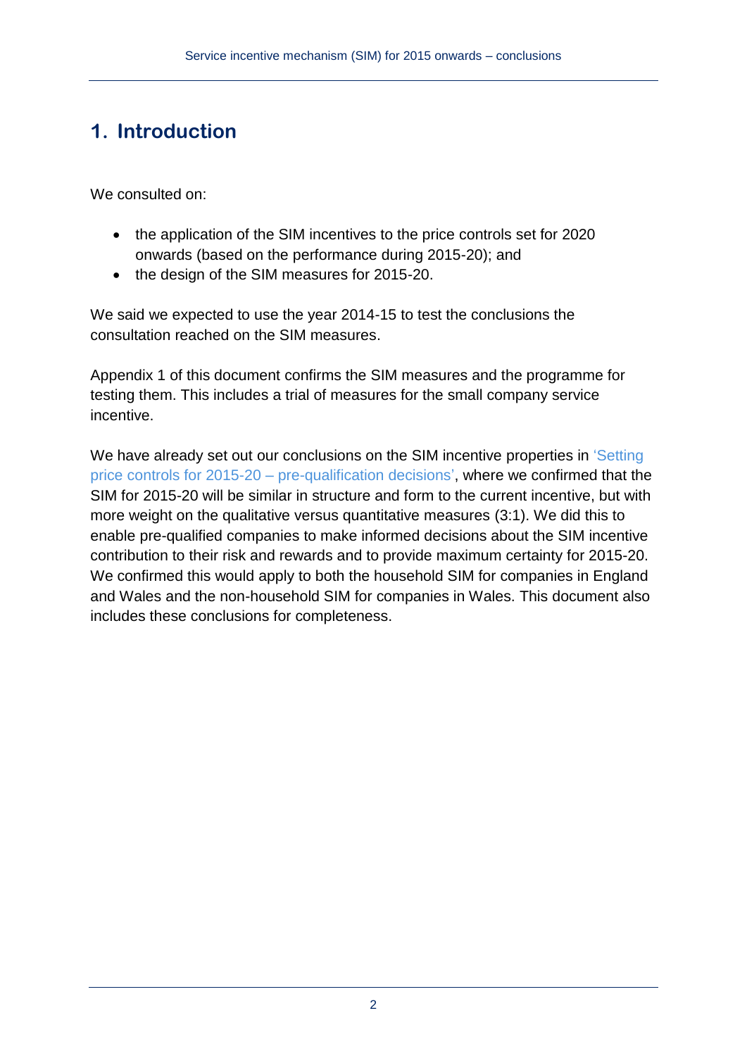# 1. Introduction

We consulted on:

- the application of the SIM incentives to the price controls set for 2020 onwards (based on the performance during 2015-20); and
- the design of the SIM measures for 2015-20.

We said we expected to use the year 2014-15 to test the conclusions the consultation reached on the SIM measures.

Appendix 1 of this document confirms the SIM measures and the programme for testing them. This includes a trial of measures for the small company service incentive.

We have already set out our conclusions on the SIM incentive properties in 'Setting price controls for 2015-20 – pre-qualification decisions', where we confirmed that the SIM for 2015-20 will be similar in structure and form to the current incentive, but with more weight on the qualitative versus quantitative measures (3:1). We did this to enable pre-qualified companies to make informed decisions about the SIM incentive contribution to their risk and rewards and to provide maximum certainty for 2015-20. We confirmed this would apply to both the household SIM for companies in England and Wales and the non-household SIM for companies in Wales. This document also includes these conclusions for completeness.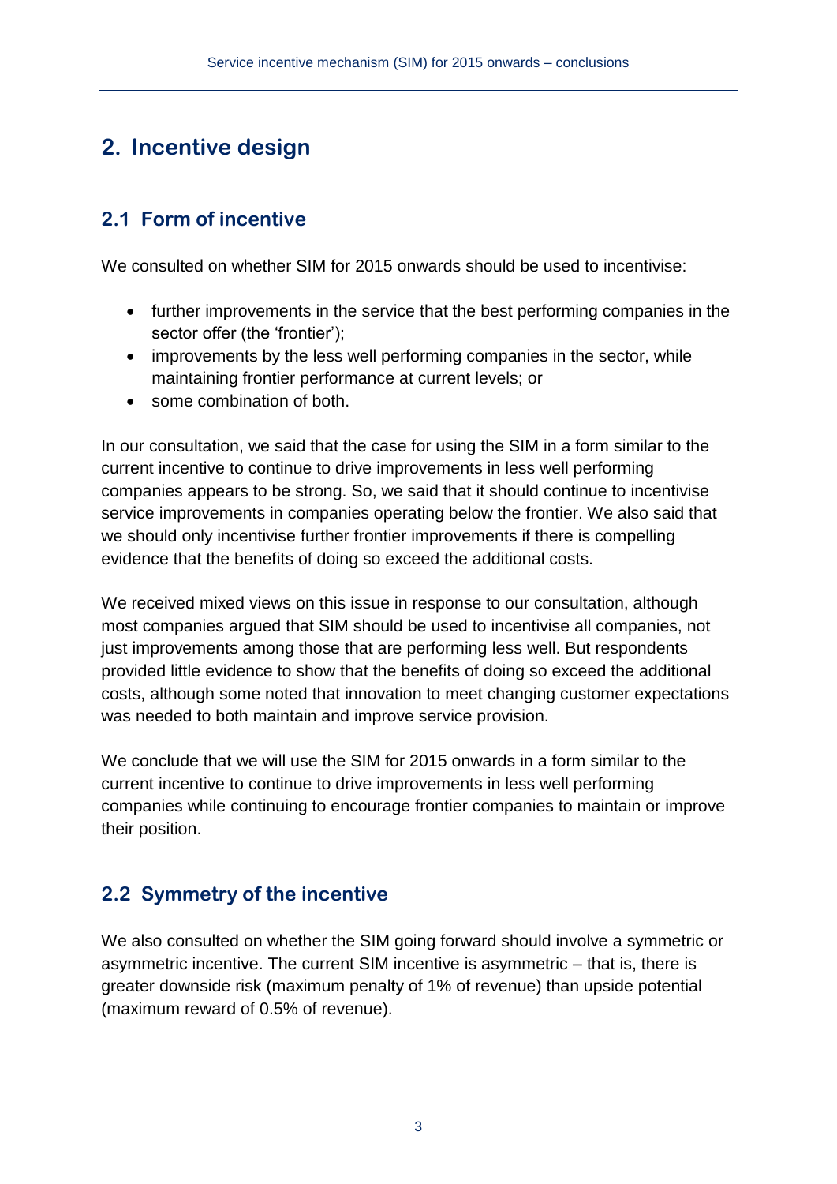# 2. Incentive design

## 2.1 Form of incentive

We consulted on whether SIM for 2015 onwards should be used to incentivise:

- further improvements in the service that the best performing companies in the sector offer (the 'frontier');
- improvements by the less well performing companies in the sector, while maintaining frontier performance at current levels; or
- some combination of both.

In our consultation, we said that the case for using the SIM in a form similar to the current incentive to continue to drive improvements in less well performing companies appears to be strong. So, we said that it should continue to incentivise service improvements in companies operating below the frontier. We also said that we should only incentivise further frontier improvements if there is compelling evidence that the benefits of doing so exceed the additional costs.

We received mixed views on this issue in response to our consultation, although most companies argued that SIM should be used to incentivise all companies, not just improvements among those that are performing less well. But respondents provided little evidence to show that the benefits of doing so exceed the additional costs, although some noted that innovation to meet changing customer expectations was needed to both maintain and improve service provision.

We conclude that we will use the SIM for 2015 onwards in a form similar to the current incentive to continue to drive improvements in less well performing companies while continuing to encourage frontier companies to maintain or improve their position.

## 2.2 Symmetry of the incentive

We also consulted on whether the SIM going forward should involve a symmetric or asymmetric incentive. The current SIM incentive is asymmetric – that is, there is greater downside risk (maximum penalty of 1% of revenue) than upside potential (maximum reward of 0.5% of revenue).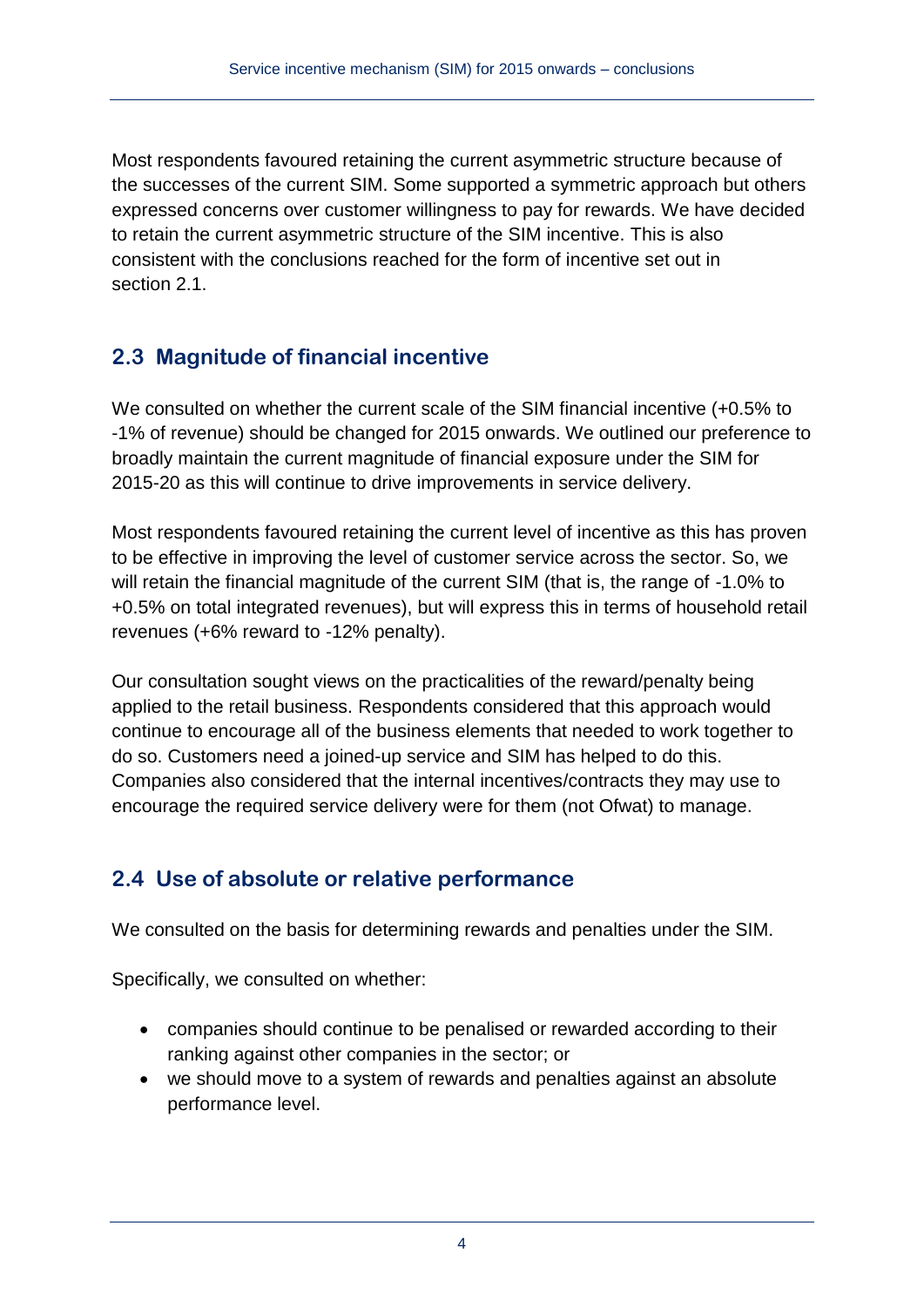Most respondents favoured retaining the current asymmetric structure because of the successes of the current SIM. Some supported a symmetric approach but others expressed concerns over customer willingness to pay for rewards. We have decided to retain the current asymmetric structure of the SIM incentive. This is also consistent with the conclusions reached for the form of incentive set out in section 2.1.

## 2.3 Magnitude of financial incentive

We consulted on whether the current scale of the SIM financial incentive (+0.5% to -1% of revenue) should be changed for 2015 onwards. We outlined our preference to broadly maintain the current magnitude of financial exposure under the SIM for 2015-20 as this will continue to drive improvements in service delivery.

Most respondents favoured retaining the current level of incentive as this has proven to be effective in improving the level of customer service across the sector. So, we will retain the financial magnitude of the current SIM (that is, the range of -1.0% to +0.5% on total integrated revenues), but will express this in terms of household retail revenues (+6% reward to -12% penalty).

Our consultation sought views on the practicalities of the reward/penalty being applied to the retail business. Respondents considered that this approach would continue to encourage all of the business elements that needed to work together to do so. Customers need a joined-up service and SIM has helped to do this. Companies also considered that the internal incentives/contracts they may use to encourage the required service delivery were for them (not Ofwat) to manage.

## 2.4 Use of absolute or relative performance

We consulted on the basis for determining rewards and penalties under the SIM.

Specifically, we consulted on whether:

- companies should continue to be penalised or rewarded according to their ranking against other companies in the sector; or
- we should move to a system of rewards and penalties against an absolute performance level.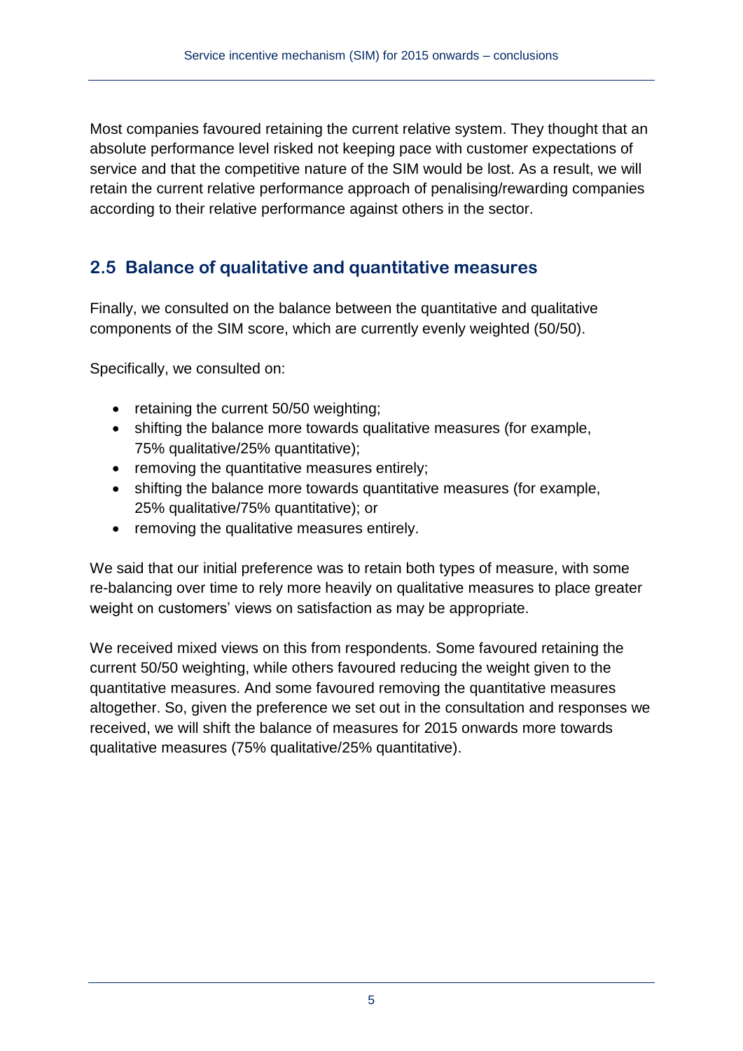Most companies favoured retaining the current relative system. They thought that an absolute performance level risked not keeping pace with customer expectations of service and that the competitive nature of the SIM would be lost. As a result, we will retain the current relative performance approach of penalising/rewarding companies according to their relative performance against others in the sector.

## 2.5 Balance of qualitative and quantitative measures

Finally, we consulted on the balance between the quantitative and qualitative components of the SIM score, which are currently evenly weighted (50/50).

Specifically, we consulted on:

- retaining the current 50/50 weighting;
- shifting the balance more towards qualitative measures (for example, 75% qualitative/25% quantitative);
- removing the quantitative measures entirely;
- shifting the balance more towards quantitative measures (for example, 25% qualitative/75% quantitative); or
- removing the qualitative measures entirely.

We said that our initial preference was to retain both types of measure, with some re-balancing over time to rely more heavily on qualitative measures to place greater weight on customers' views on satisfaction as may be appropriate.

We received mixed views on this from respondents. Some favoured retaining the current 50/50 weighting, while others favoured reducing the weight given to the quantitative measures. And some favoured removing the quantitative measures altogether. So, given the preference we set out in the consultation and responses we received, we will shift the balance of measures for 2015 onwards more towards qualitative measures (75% qualitative/25% quantitative).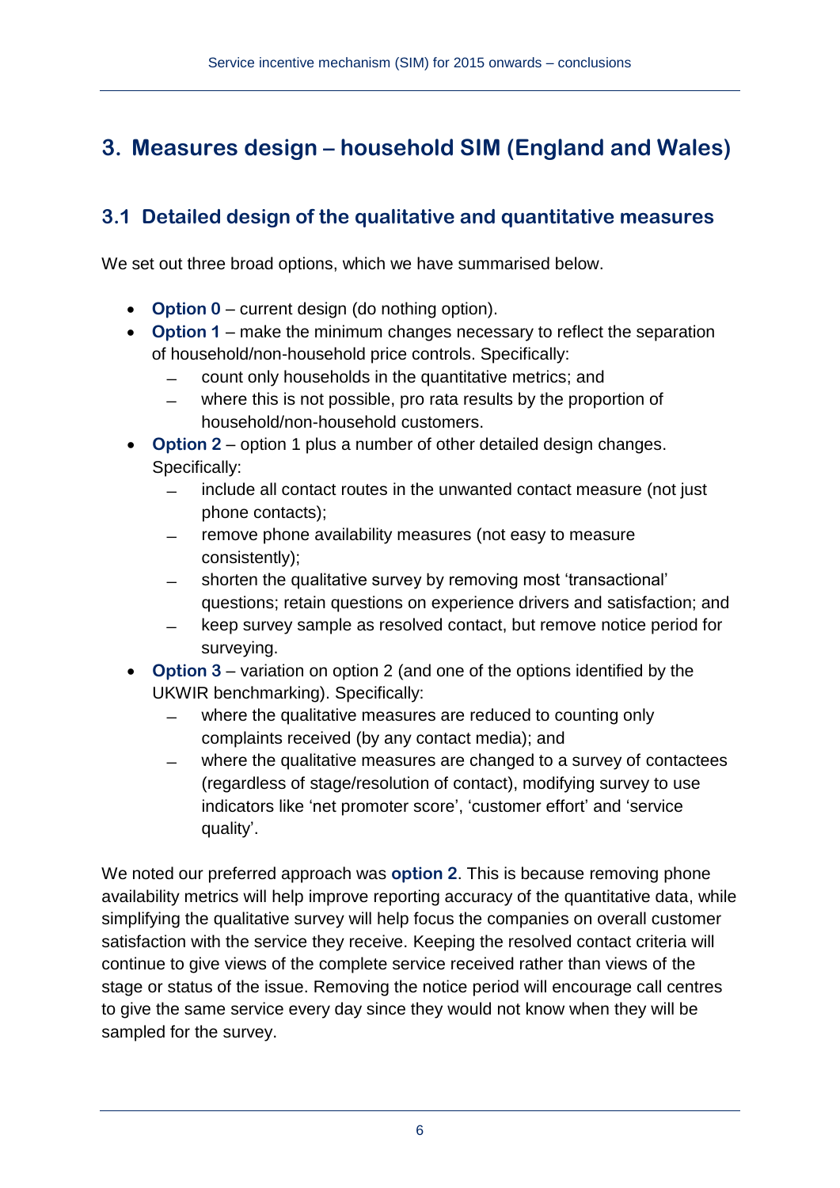# 3. Measures design – household SIM (England and Wales)

## 3.1 Detailed design of the qualitative and quantitative measures

We set out three broad options, which we have summarised below.

- **Option 0** – current design (do nothing option).
- **Option 1** – make the minimum changes necessary to reflect the separation of household/non-household price controls. Specifically:
  - count only households in the quantitative metrics; and
  - where this is not possible, pro rata results by the proportion of household/non-household customers.
- **Option 2** – option 1 plus a number of other detailed design changes. Specifically:
  - include all contact routes in the unwanted contact measure (not just phone contacts);
  - remove phone availability measures (not easy to measure consistently);
  - shorten the qualitative survey by removing most 'transactional' questions; retain questions on experience drivers and satisfaction; and
  - keep survey sample as resolved contact, but remove notice period for surveying.
- **Option 3** – variation on option 2 (and one of the options identified by the UKWIR benchmarking). Specifically:
  - where the qualitative measures are reduced to counting only complaints received (by any contact media); and
  - where the qualitative measures are changed to a survey of contactees (regardless of stage/resolution of contact), modifying survey to use indicators like 'net promoter score', 'customer effort' and 'service quality'.

We noted our preferred approach was **option 2**. This is because removing phone availability metrics will help improve reporting accuracy of the quantitative data, while simplifying the qualitative survey will help focus the companies on overall customer satisfaction with the service they receive. Keeping the resolved contact criteria will continue to give views of the complete service received rather than views of the stage or status of the issue. Removing the notice period will encourage call centres to give the same service every day since they would not know when they will be sampled for the survey.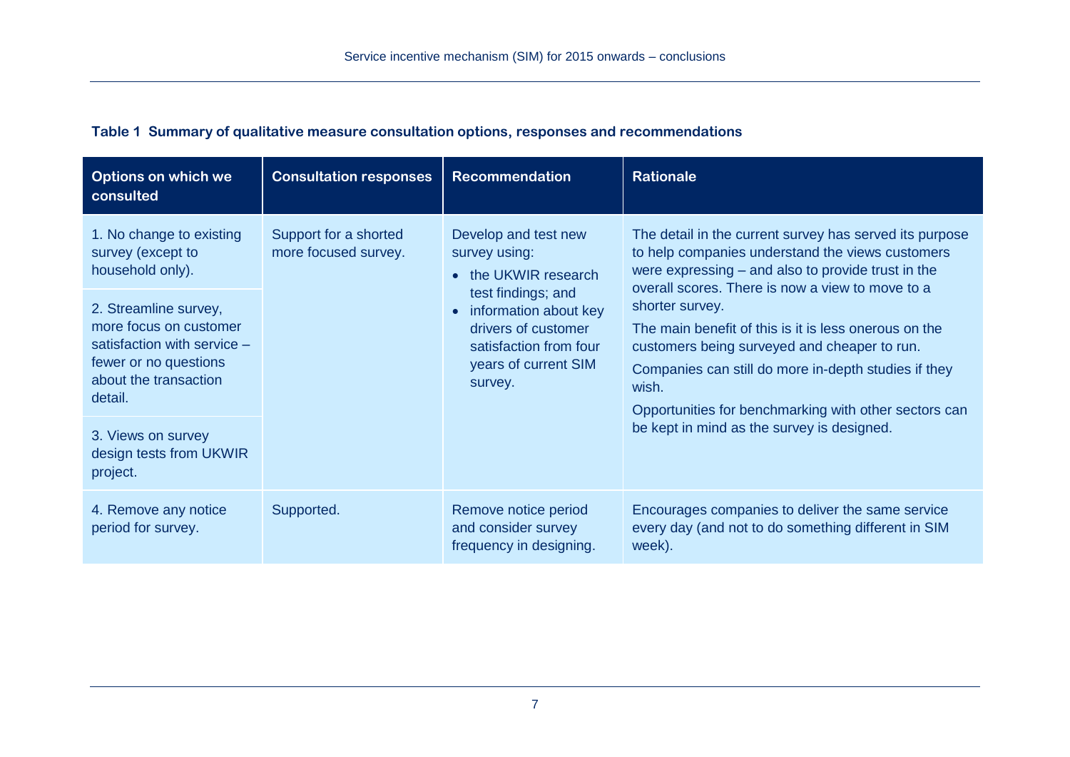**Table 1 Summary of qualitative measure consultation options, responses and recommendations**

| Options on which we consulted | Consultation responses | Recommendation | Rationale |
|---|---|---|---|
| 1. No change to existing survey (except to household only). | Support for a shorted more focused survey. | Develop and test new survey using:<br>• the UKWIR research test findings; and<br>• information about key drivers of customer satisfaction from four years of current SIM survey. | The detail in the current survey has served its purpose to help companies understand the views customers were expressing – and also to provide trust in the overall scores. There is now a view to move to a shorter survey.<br>The main benefit of this is it is less onerous on the customers being surveyed and cheaper to run.<br>Companies can still do more in-depth studies if they wish.<br>Opportunities for benchmarking with other sectors can be kept in mind as the survey is designed. |
| 2. Streamline survey, more focus on customer satisfaction with service – fewer or no questions about the transaction detail. | | | |
| 3. Views on survey design tests from UKWIR project. | | | |
| 4. Remove any notice period for survey. | Supported. | Remove notice period and consider survey frequency in designing. | Encourages companies to deliver the same service every day (and not to do something different in SIM week). |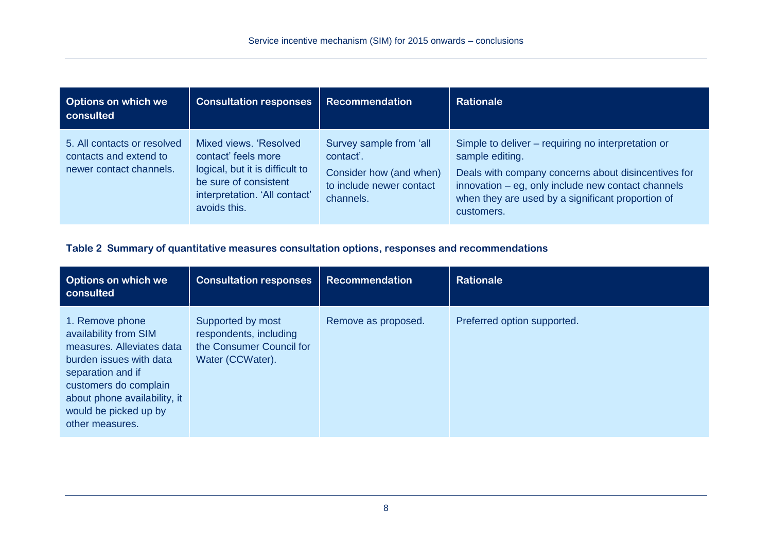| Options on which we consulted | Consultation responses | Recommendation | Rationale |
|---|---|---|---|
| 5. All contacts or resolved contacts and extend to newer contact channels. | Mixed views. 'Resolved contact' feels more logical, but it is difficult to be sure of consistent interpretation. 'All contact' avoids this. | Survey sample from 'all contact'.<br><br>Consider how (and when) to include newer contact channels. | Simple to deliver – requiring no interpretation or sample editing.<br><br>Deals with company concerns about disincentives for innovation – eg, only include new contact channels when they are used by a significant proportion of customers. |

**Table 2 Summary of quantitative measures consultation options, responses and recommendations**

| Options on which we consulted | Consultation responses | Recommendation | Rationale |
|---|---|---|---|
| 1. Remove phone availability from SIM measures. Alleviates data burden issues with data separation and if customers do complain about phone availability, it would be picked up by other measures. | Supported by most respondents, including the Consumer Council for Water (CCWater). | Remove as proposed. | Preferred option supported. |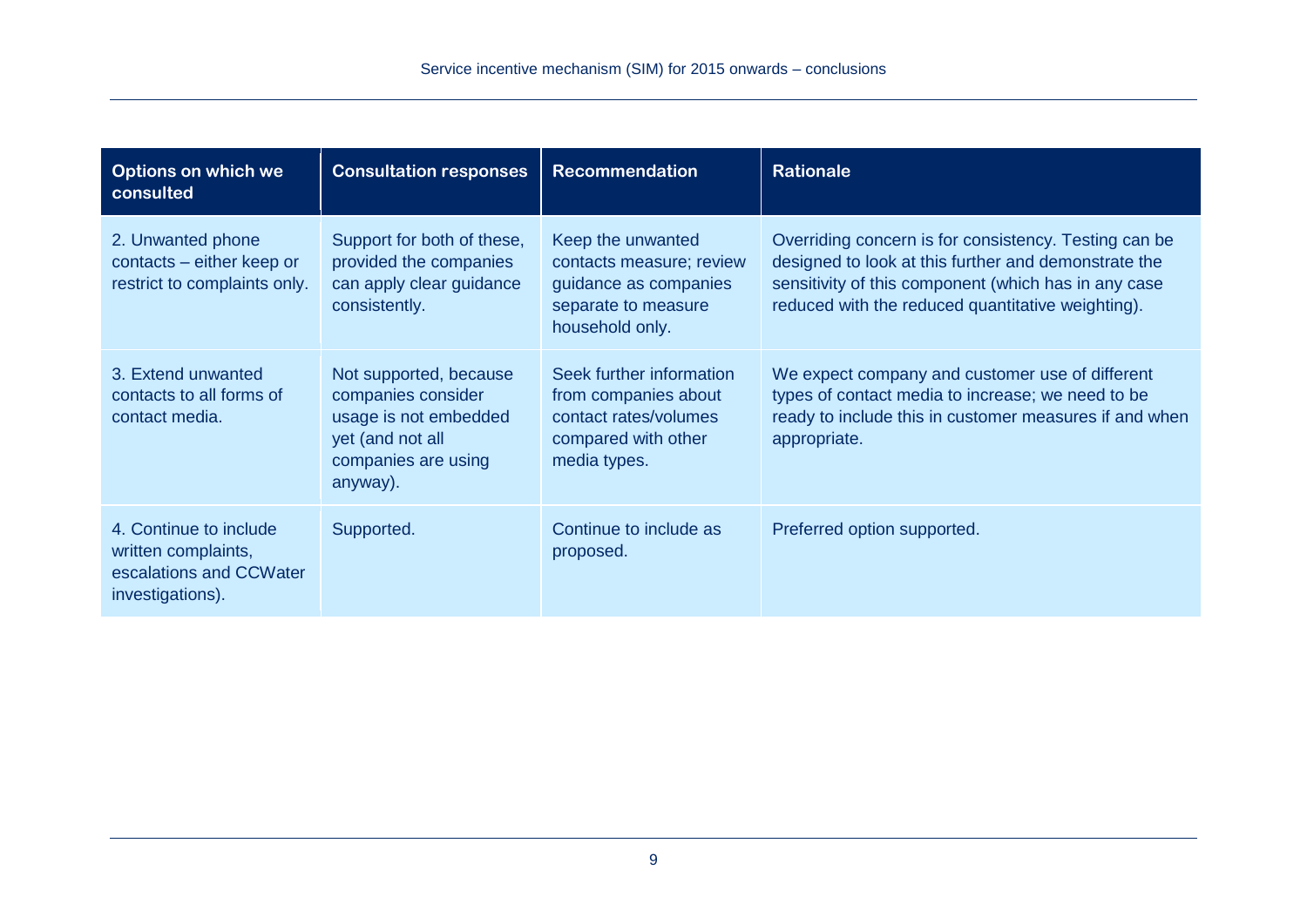| Options on which we consulted | Consultation responses | Recommendation | Rationale |
| --- | --- | --- | --- |
| 2. Unwanted phone contacts – either keep or restrict to complaints only. | Support for both of these, provided the companies can apply clear guidance consistently. | Keep the unwanted contacts measure; review guidance as companies separate to measure household only. | Overriding concern is for consistency. Testing can be designed to look at this further and demonstrate the sensitivity of this component (which has in any case reduced with the reduced quantitative weighting). |
| 3. Extend unwanted contacts to all forms of contact media. | Not supported, because companies consider usage is not embedded yet (and not all companies are using anyway). | Seek further information from companies about contact rates/volumes compared with other media types. | We expect company and customer use of different types of contact media to increase; we need to be ready to include this in customer measures if and when appropriate. |
| 4. Continue to include written complaints, escalations and CCWater investigations). | Supported. | Continue to include as proposed. | Preferred option supported. |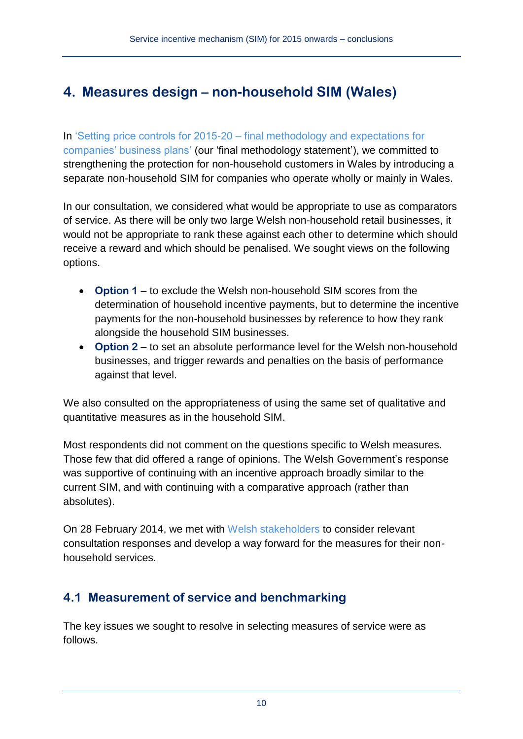# 4. Measures design – non-household SIM (Wales)

In 'Setting price controls for 2015-20 – final methodology and expectations for companies' business plans' (our 'final methodology statement'), we committed to strengthening the protection for non-household customers in Wales by introducing a separate non-household SIM for companies who operate wholly or mainly in Wales.

In our consultation, we considered what would be appropriate to use as comparators of service. As there will be only two large Welsh non-household retail businesses, it would not be appropriate to rank these against each other to determine which should receive a reward and which should be penalised. We sought views on the following options.

- **Option 1** – to exclude the Welsh non-household SIM scores from the determination of household incentive payments, but to determine the incentive payments for the non-household businesses by reference to how they rank alongside the household SIM businesses.
- **Option 2** – to set an absolute performance level for the Welsh non-household businesses, and trigger rewards and penalties on the basis of performance against that level.

We also consulted on the appropriateness of using the same set of qualitative and quantitative measures as in the household SIM.

Most respondents did not comment on the questions specific to Welsh measures. Those few that did offered a range of opinions. The Welsh Government's response was supportive of continuing with an incentive approach broadly similar to the current SIM, and with continuing with a comparative approach (rather than absolutes).

On 28 February 2014, we met with Welsh stakeholders to consider relevant consultation responses and develop a way forward for the measures for their non-household services.

## 4.1 Measurement of service and benchmarking

The key issues we sought to resolve in selecting measures of service were as follows.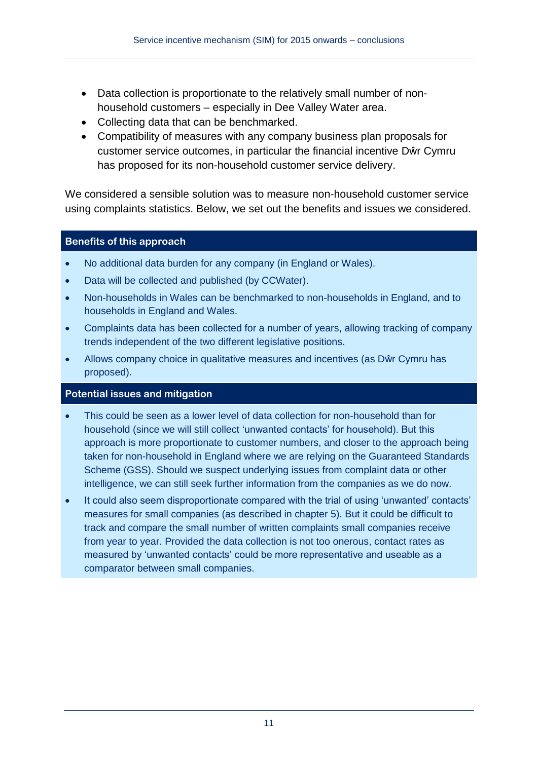- Data collection is proportionate to the relatively small number of non-household customers – especially in Dee Valley Water area.
- Collecting data that can be benchmarked.
- Compatibility of measures with any company business plan proposals for customer service outcomes, in particular the financial incentive Dŵr Cymru has proposed for its non-household customer service delivery.

We considered a sensible solution was to measure non-household customer service using complaints statistics. Below, we set out the benefits and issues we considered.

**Benefits of this approach**

- No additional data burden for any company (in England or Wales).
- Data will be collected and published (by CCWater).
- Non-households in Wales can be benchmarked to non-households in England, and to households in England and Wales.
- Complaints data has been collected for a number of years, allowing tracking of company trends independent of the two different legislative positions.
- Allows company choice in qualitative measures and incentives (as Dŵr Cymru has proposed).

**Potential issues and mitigation**

- This could be seen as a lower level of data collection for non-household than for household (since we will still collect 'unwanted contacts' for household). But this approach is more proportionate to customer numbers, and closer to the approach being taken for non-household in England where we are relying on the Guaranteed Standards Scheme (GSS). Should we suspect underlying issues from complaint data or other intelligence, we can still seek further information from the companies as we do now.
- It could also seem disproportionate compared with the trial of using 'unwanted' contacts' measures for small companies (as described in chapter 5). But it could be difficult to track and compare the small number of written complaints small companies receive from year to year. Provided the data collection is not too onerous, contact rates as measured by 'unwanted contacts' could be more representative and useable as a comparator between small companies.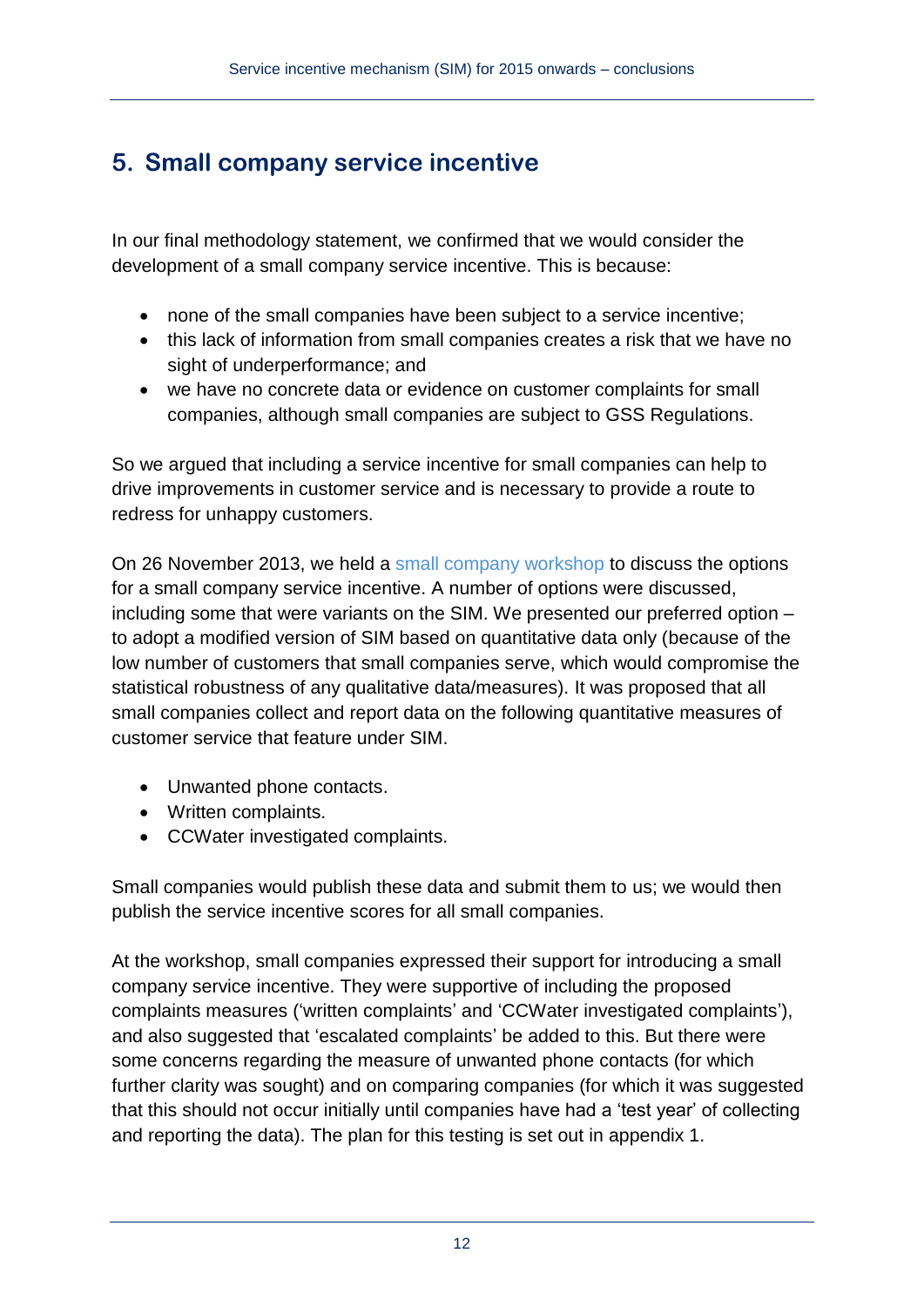## 5. Small company service incentive

In our final methodology statement, we confirmed that we would consider the development of a small company service incentive. This is because:

- none of the small companies have been subject to a service incentive;
- this lack of information from small companies creates a risk that we have no sight of underperformance; and
- we have no concrete data or evidence on customer complaints for small companies, although small companies are subject to GSS Regulations.

So we argued that including a service incentive for small companies can help to drive improvements in customer service and is necessary to provide a route to redress for unhappy customers.

On 26 November 2013, we held a small company workshop to discuss the options for a small company service incentive. A number of options were discussed, including some that were variants on the SIM. We presented our preferred option – to adopt a modified version of SIM based on quantitative data only (because of the low number of customers that small companies serve, which would compromise the statistical robustness of any qualitative data/measures). It was proposed that all small companies collect and report data on the following quantitative measures of customer service that feature under SIM.

- Unwanted phone contacts.
- Written complaints.
- CCWater investigated complaints.

Small companies would publish these data and submit them to us; we would then publish the service incentive scores for all small companies.

At the workshop, small companies expressed their support for introducing a small company service incentive. They were supportive of including the proposed complaints measures ('written complaints' and 'CCWater investigated complaints'), and also suggested that 'escalated complaints' be added to this. But there were some concerns regarding the measure of unwanted phone contacts (for which further clarity was sought) and on comparing companies (for which it was suggested that this should not occur initially until companies have had a 'test year' of collecting and reporting the data). The plan for this testing is set out in appendix 1.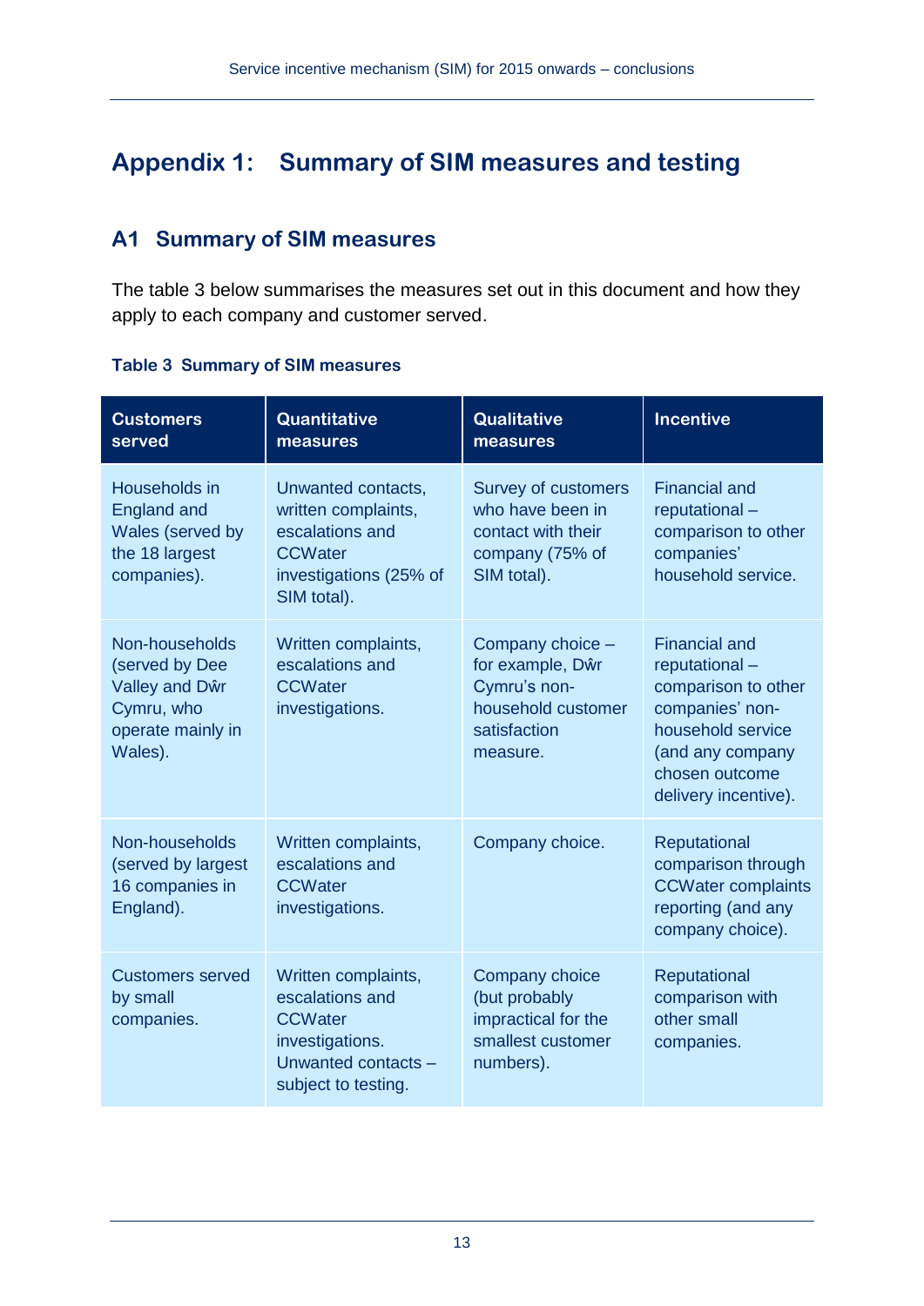# Appendix 1: Summary of SIM measures and testing

## A1 Summary of SIM measures

The table 3 below summarises the measures set out in this document and how they apply to each company and customer served.

**Table 3 Summary of SIM measures**

| Customers served | Quantitative measures | Qualitative measures | Incentive |
|---|---|---|---|
| Households in England and Wales (served by the 18 largest companies). | Unwanted contacts, written complaints, escalations and CCWater investigations (25% of SIM total). | Survey of customers who have been in contact with their company (75% of SIM total). | Financial and reputational – comparison to other companies' household service. |
| Non-households (served by Dee Valley and Dŵr Cymru, who operate mainly in Wales). | Written complaints, escalations and CCWater investigations. | Company choice – for example, Dŵr Cymru's non-household customer satisfaction measure. | Financial and reputational – comparison to other companies' non-household service (and any company chosen outcome delivery incentive). |
| Non-households (served by largest 16 companies in England). | Written complaints, escalations and CCWater investigations. | Company choice. | Reputational comparison through CCWater complaints reporting (and any company choice). |
| Customers served by small companies. | Written complaints, escalations and CCWater investigations. Unwanted contacts – subject to testing. | Company choice (but probably impractical for the smallest customer numbers). | Reputational comparison with other small companies. |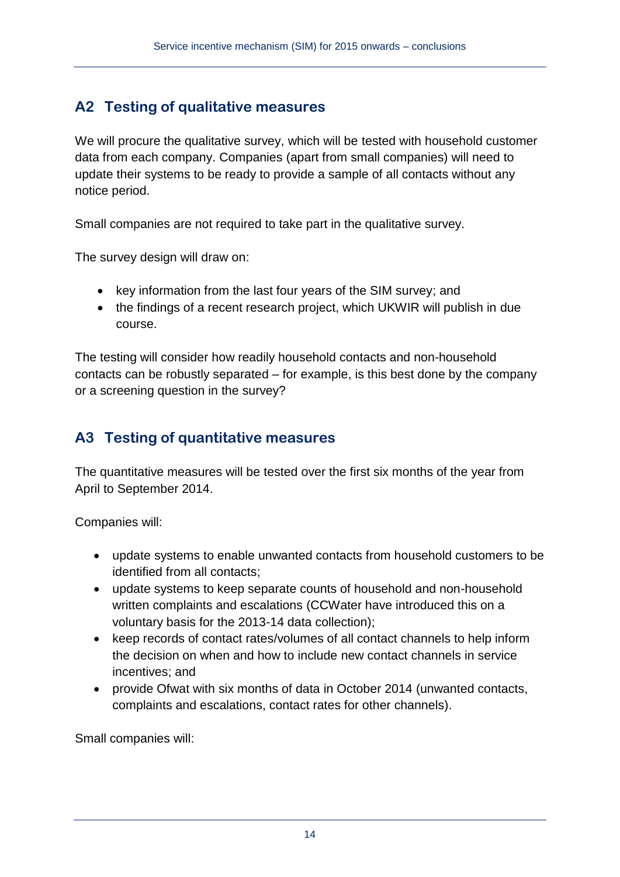## A2 Testing of qualitative measures

We will procure the qualitative survey, which will be tested with household customer data from each company. Companies (apart from small companies) will need to update their systems to be ready to provide a sample of all contacts without any notice period.

Small companies are not required to take part in the qualitative survey.

The survey design will draw on:

- key information from the last four years of the SIM survey; and
- the findings of a recent research project, which UKWIR will publish in due course.

The testing will consider how readily household contacts and non-household contacts can be robustly separated – for example, is this best done by the company or a screening question in the survey?

## A3 Testing of quantitative measures

The quantitative measures will be tested over the first six months of the year from April to September 2014.

Companies will:

- update systems to enable unwanted contacts from household customers to be identified from all contacts;
- update systems to keep separate counts of household and non-household written complaints and escalations (CCWater have introduced this on a voluntary basis for the 2013-14 data collection);
- keep records of contact rates/volumes of all contact channels to help inform the decision on when and how to include new contact channels in service incentives; and
- provide Ofwat with six months of data in October 2014 (unwanted contacts, complaints and escalations, contact rates for other channels).

Small companies will: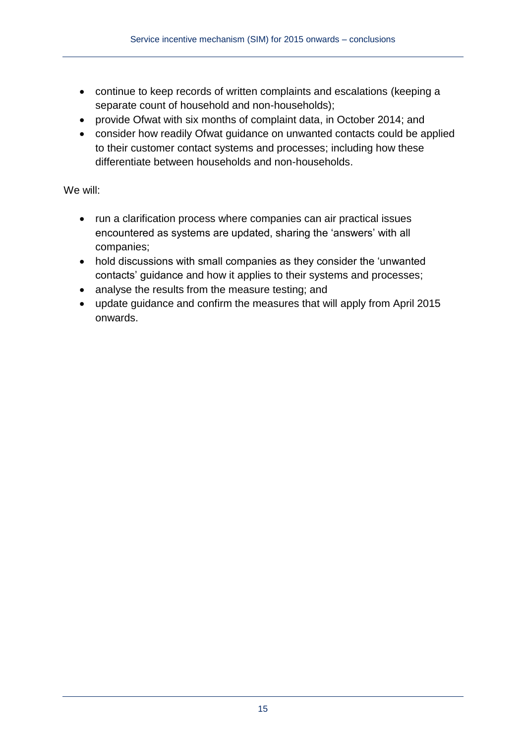- continue to keep records of written complaints and escalations (keeping a separate count of household and non-households);
- provide Ofwat with six months of complaint data, in October 2014; and
- consider how readily Ofwat guidance on unwanted contacts could be applied to their customer contact systems and processes; including how these differentiate between households and non-households.

We will:

- run a clarification process where companies can air practical issues encountered as systems are updated, sharing the 'answers' with all companies;
- hold discussions with small companies as they consider the 'unwanted contacts' guidance and how it applies to their systems and processes;
- analyse the results from the measure testing; and
- update guidance and confirm the measures that will apply from April 2015 onwards.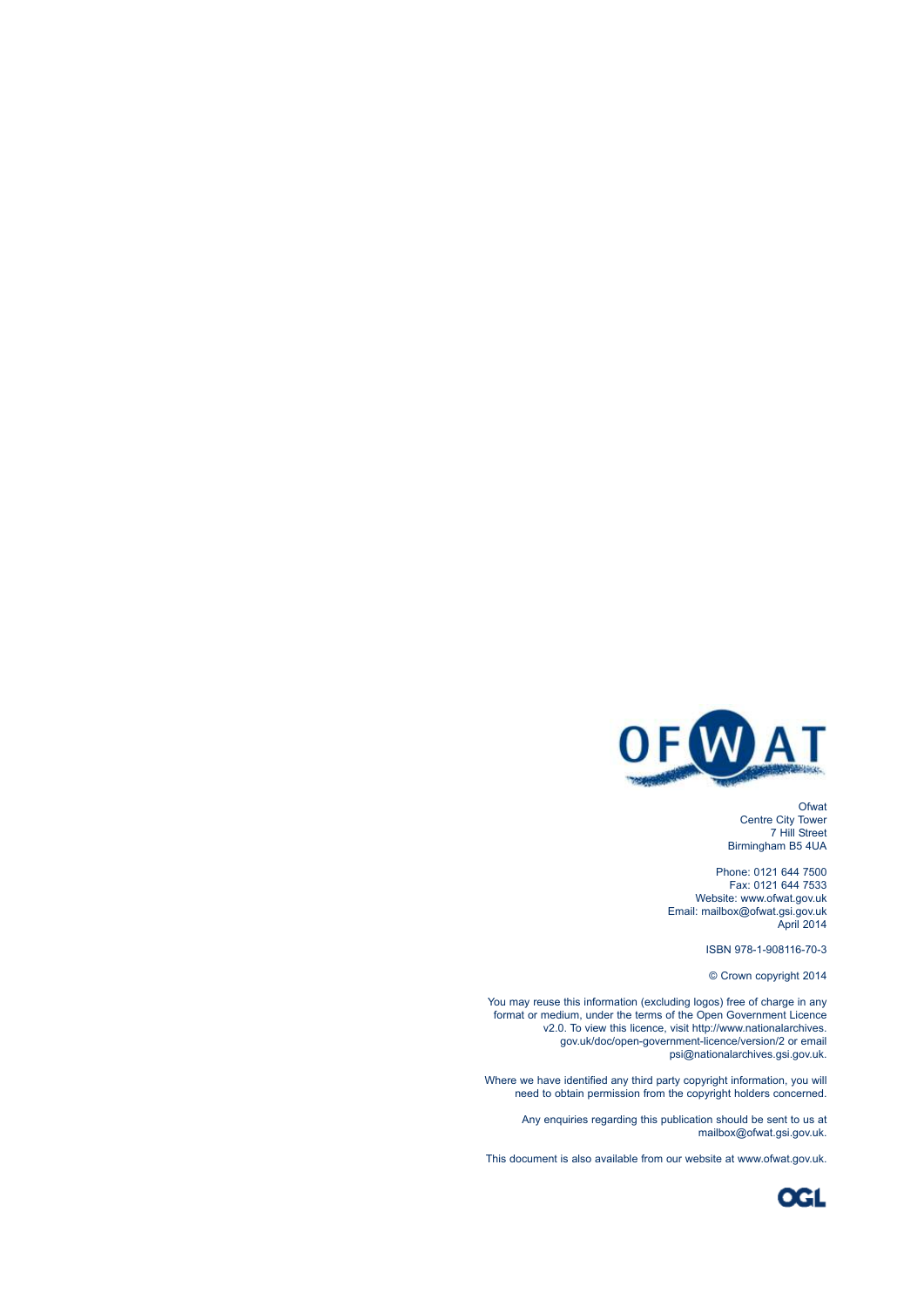OFWAT

Ofwat
Centre City Tower
7 Hill Street
Birmingham B5 4UA

Phone: 0121 644 7500
Fax: 0121 644 7533
Website: www.ofwat.gov.uk
Email: mailbox@ofwat.gsi.gov.uk
April 2014

ISBN 978-1-908116-70-3

© Crown copyright 2014

You may reuse this information (excluding logos) free of charge in any format or medium, under the terms of the Open Government Licence v2.0. To view this licence, visit http://www.nationalarchives.gov.uk/doc/open-government-licence/version/2 or email psi@nationalarchives.gsi.gov.uk.

Where we have identified any third party copyright information, you will need to obtain permission from the copyright holders concerned.

Any enquiries regarding this publication should be sent to us at mailbox@ofwat.gsi.gov.uk.

This document is also available from our website at www.ofwat.gov.uk.

OGL